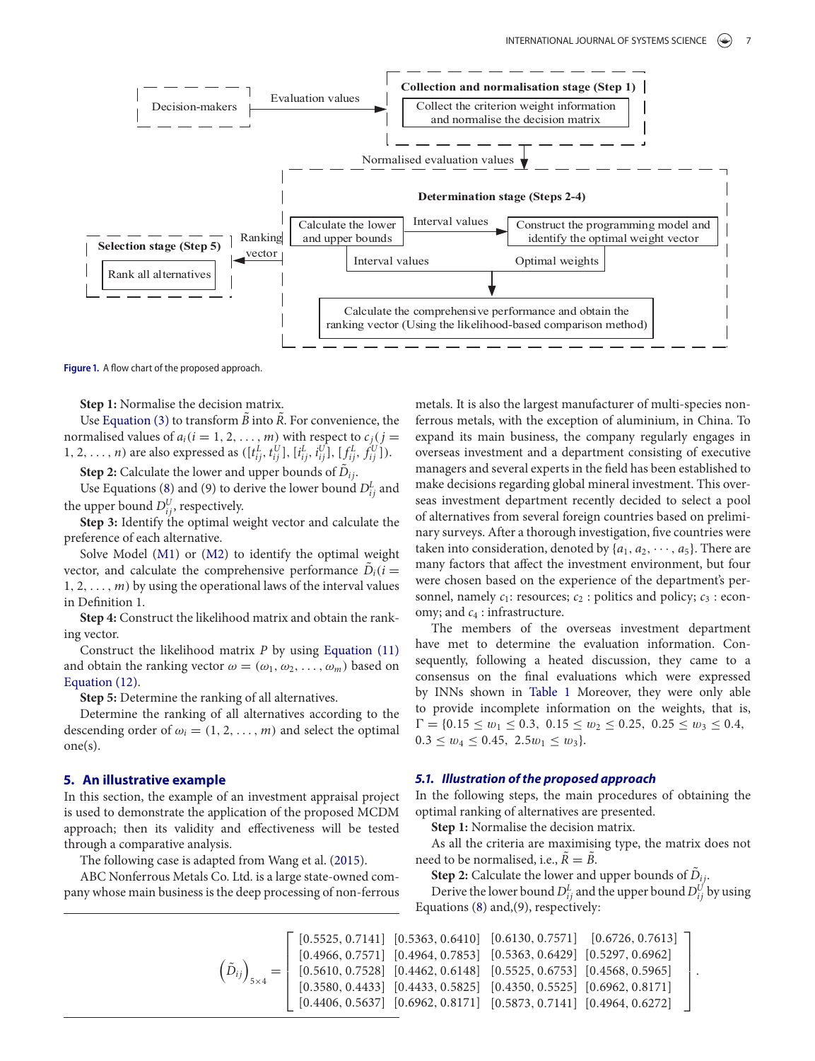Figure 1. A flow chart of the proposed approach.

**Step 1:** Normalise the decision matrix.

Use Equation (3) to transform $\tilde{B}$ into $\tilde{R}$. For convenience, the normalised values of $a_i (i = 1, 2, \ldots, m)$ with respect to $c_j (j = 1, 2, \ldots, n)$ are also expressed as $([t_{ij}^L, t_{ij}^U], [i_{ij}^L, i_{ij}^U], [f_{ij}^L, f_{ij}^U])$.

**Step 2:** Calculate the lower and upper bounds of $\tilde{D}_{ij}$.

Use Equations (8) and (9) to derive the lower bound $D_{ij}^L$ and the upper bound $D_{ij}^U$, respectively.

**Step 3:** Identify the optimal weight vector and calculate the preference of each alternative.

Solve Model (M1) or (M2) to identify the optimal weight vector, and calculate the comprehensive performance $\tilde{D}_i (i = 1, 2, \ldots, m)$ by using the operational laws of the interval values in Definition 1.

**Step 4:** Construct the likelihood matrix and obtain the ranking vector.

Construct the likelihood matrix $P$ by using Equation (11) and obtain the ranking vector $\omega = (\omega_1, \omega_2, \ldots, \omega_m)$ based on Equation (12).

**Step 5:** Determine the ranking of all alternatives.

Determine the ranking of all alternatives according to the descending order of $\omega_i = (1, 2, \ldots, m)$ and select the optimal one(s).

## 5. An illustrative example

In this section, the example of an investment appraisal project is used to demonstrate the application of the proposed MCDM approach; then its validity and effectiveness will be tested through a comparative analysis.

The following case is adapted from Wang et al. (2015).

ABC Nonferrous Metals Co. Ltd. is a large state-owned company whose main business is the deep processing of non-ferrous metals. It is also the largest manufacturer of multi-species non-ferrous metals, with the exception of aluminium, in China. To expand its main business, the company regularly engages in overseas investment and a department consisting of executive managers and several experts in the field has been established to make decisions regarding global mineral investment. This overseas investment department recently decided to select a pool of alternatives from several foreign countries based on preliminary surveys. After a thorough investigation, five countries were taken into consideration, denoted by $\{a_1, a_2, \cdots, a_5\}$. There are many factors that affect the investment environment, but four were chosen based on the experience of the department's personnel, namely $c_1$: resources; $c_2$ : politics and policy; $c_3$ : economy; and $c_4$ : infrastructure.

The members of the overseas investment department have met to determine the evaluation information. Consequently, following a heated discussion, they came to a consensus on the final evaluations which were expressed by INNs shown in Table 1 Moreover, they were only able to provide incomplete information on the weights, that is, $\Gamma = \{0.15 \leq w_1 \leq 0.3,\ 0.15 \leq w_2 \leq 0.25,\ 0.25 \leq w_3 \leq 0.4,\ 0.3 \leq w_4 \leq 0.45,\ 2.5w_1 \leq w_3\}$.

### 5.1. Illustration of the proposed approach

In the following steps, the main procedures of obtaining the optimal ranking of alternatives are presented.

**Step 1:** Normalise the decision matrix.

As all the criteria are maximising type, the matrix does not need to be normalised, i.e., $\tilde{R} = \tilde{B}$.

**Step 2:** Calculate the lower and upper bounds of $\tilde{D}_{ij}$.

Derive the lower bound $D_{ij}^L$ and the upper bound $D_{ij}^U$ by using Equations (8) and,(9), respectively:

$$
\left(\tilde{D}_{ij}\right)_{5\times 4} = \begin{bmatrix}
[0.5525, 0.7141] & [0.5363, 0.6410] & [0.6130, 0.7571] & [0.6726, 0.7613] \\
[0.4966, 0.7571] & [0.4964, 0.7853] & [0.5363, 0.6429] & [0.5297, 0.6962] \\
[0.5610, 0.7528] & [0.4462, 0.6148] & [0.5525, 0.6753] & [0.4568, 0.5965] \\
[0.3580, 0.4433] & [0.4433, 0.5825] & [0.4350, 0.5525] & [0.6962, 0.8171] \\
[0.4406, 0.5637] & [0.6962, 0.8171] & [0.5873, 0.7141] & [0.4964, 0.6272]
\end{bmatrix}.
$$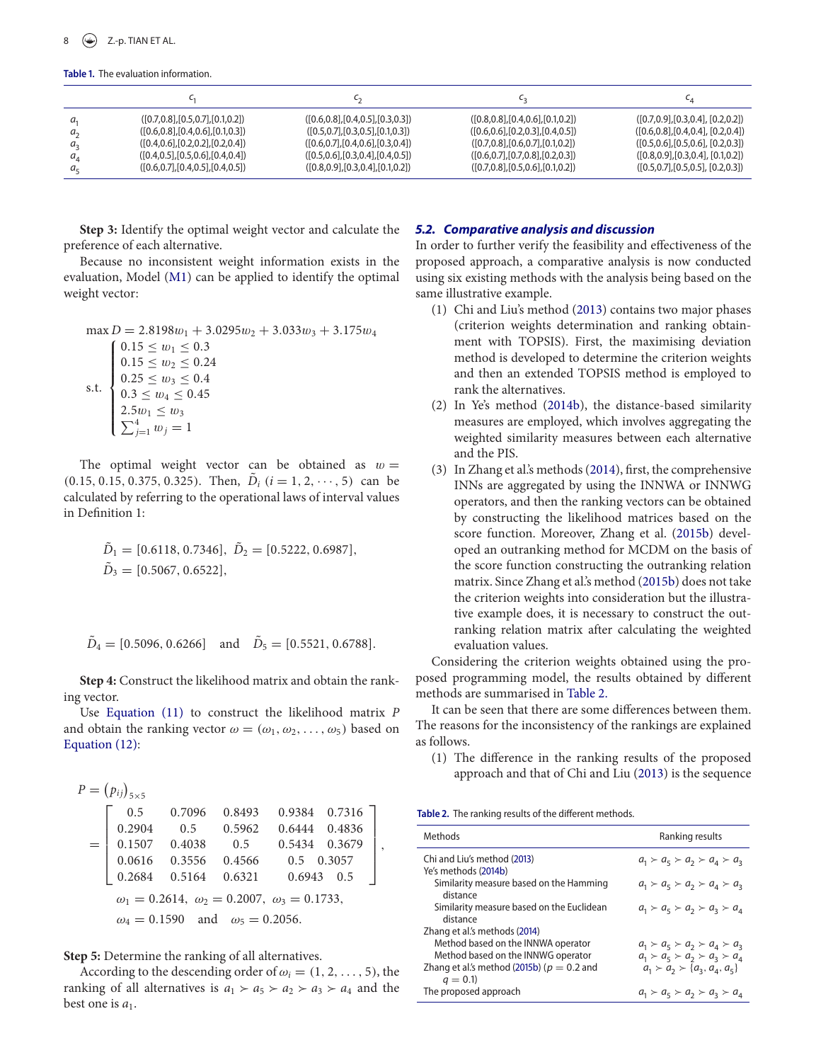**Table 1.** The evaluation information.

| | $c_1$ | $c_2$ | $c_3$ | $c_4$ |
|---|---|---|---|---|
| $a_1$ | ([0.7,0.8],[0.5,0.7],[0.1,0.2]) | ([0.6,0.8],[0.4,0.5],[0.3,0.3]) | ([0.8,0.8],[0.4,0.6],[0.1,0.2]) | ([0.7,0.9],[0.3,0.4], [0.2,0.2]) |
| $a_2$ | ([0.6,0.8],[0.4,0.6],[0.1,0.3]) | ([0.5,0.7],[0.3,0.5],[0.1,0.3]) | ([0.6,0.6],[0.2,0.3],[0.4,0.5]) | ([0.6,0.8],[0.4,0.4], [0.2,0.4]) |
| $a_3$ | ([0.4,0.6],[0.2,0.2],[0.2,0.4]) | ([0.6,0.7],[0.4,0.6],[0.3,0.4]) | ([0.7,0.8],[0.6,0.7],[0.1,0.2]) | ([0.5,0.6],[0.5,0.6], [0.2,0.3]) |
| $a_4$ | ([0.4,0.5],[0.5,0.6],[0.4,0.4]) | ([0.5,0.6],[0.3,0.4],[0.4,0.5]) | ([0.6,0.7],[0.7,0.8],[0.2,0.3]) | ([0.8,0.9],[0.3,0.4], [0.1,0.2]) |
| $a_5$ | ([0.6,0.7],[0.4,0.5],[0.4,0.5]) | ([0.8,0.9],[0.3,0.4],[0.1,0.2]) | ([0.7,0.8],[0.5,0.6],[0.1,0.2]) | ([0.5,0.7],[0.5,0.5], [0.2,0.3]) |

**Step 3:** Identify the optimal weight vector and calculate the preference of each alternative.

Because no inconsistent weight information exists in the evaluation, Model (M1) can be applied to identify the optimal weight vector:

$$\max D = 2.8198w_1 + 3.0295w_2 + 3.033w_3 + 3.175w_4$$
$$\text{s.t.} \begin{cases} 0.15 \leq w_1 \leq 0.3 \\ 0.15 \leq w_2 \leq 0.24 \\ 0.25 \leq w_3 \leq 0.4 \\ 0.3 \leq w_4 \leq 0.45 \\ 2.5w_1 \leq w_3 \\ \sum_{j=1}^{4} w_j = 1 \end{cases}$$

The optimal weight vector can be obtained as $w = (0.15, 0.15, 0.375, 0.325)$. Then, $\tilde{D}_i$ $(i = 1, 2, \cdots, 5)$ can be calculated by referring to the operational laws of interval values in Definition 1:

$$\tilde{D}_1 = [0.6118, 0.7346], \ \tilde{D}_2 = [0.5222, 0.6987],$$
$$\tilde{D}_3 = [0.5067, 0.6522],$$

$$\tilde{D}_4 = [0.5096, 0.6266] \quad \text{and} \quad \tilde{D}_5 = [0.5521, 0.6788].$$

**Step 4:** Construct the likelihood matrix and obtain the ranking vector.

Use Equation (11) to construct the likelihood matrix $P$ and obtain the ranking vector $\omega = (\omega_1, \omega_2, \ldots, \omega_5)$ based on Equation (12):

$$P = (p_{ij})_{5\times 5} = \begin{bmatrix} 0.5 & 0.7096 & 0.8493 & 0.9384 & 0.7316 \\ 0.2904 & 0.5 & 0.5962 & 0.6444 & 0.4836 \\ 0.1507 & 0.4038 & 0.5 & 0.5434 & 0.3679 \\ 0.0616 & 0.3556 & 0.4566 & 0.5 & 0.3057 \\ 0.2684 & 0.5164 & 0.6321 & 0.6943 & 0.5 \end{bmatrix},$$
$$\omega_1 = 0.2614, \ \omega_2 = 0.2007, \ \omega_3 = 0.1733,$$
$$\omega_4 = 0.1590 \quad \text{and} \quad \omega_5 = 0.2056.$$

**Step 5:** Determine the ranking of all alternatives.

According to the descending order of $\omega_i = (1, 2, \ldots, 5)$, the ranking of all alternatives is $a_1 \succ a_5 \succ a_2 \succ a_3 \succ a_4$ and the best one is $a_1$.

### *5.2. Comparative analysis and discussion*

In order to further verify the feasibility and effectiveness of the proposed approach, a comparative analysis is now conducted using six existing methods with the analysis being based on the same illustrative example.

1. Chi and Liu's method (2013) contains two major phases (criterion weights determination and ranking obtainment with TOPSIS). First, the maximising deviation method is developed to determine the criterion weights and then an extended TOPSIS method is employed to rank the alternatives.
2. In Ye's method (2014b), the distance-based similarity measures are employed, which involves aggregating the weighted similarity measures between each alternative and the PIS.
3. In Zhang et al.'s methods (2014), first, the comprehensive INNs are aggregated by using the INNWA or INNWG operators, and then the ranking vectors can be obtained by constructing the likelihood matrices based on the score function. Moreover, Zhang et al. (2015b) developed an outranking method for MCDM on the basis of the score function constructing the outranking relation matrix. Since Zhang et al.'s method (2015b) does not take the criterion weights into consideration but the illustrative example does, it is necessary to construct the outranking relation matrix after calculating the weighted evaluation values.

Considering the criterion weights obtained using the proposed programming model, the results obtained by different methods are summarised in Table 2.

It can be seen that there are some differences between them. The reasons for the inconsistency of the rankings are explained as follows.

1. The difference in the ranking results of the proposed approach and that of Chi and Liu (2013) is the sequence

**Table 2.** The ranking results of the different methods.

| Methods | Ranking results |
|---|---|
| Chi and Liu's method (2013) | $a_1 \succ a_5 \succ a_2 \succ a_4 \succ a_3$ |
| Ye's methods (2014b) | |
| Similarity measure based on the Hamming distance | $a_1 \succ a_5 \succ a_2 \succ a_4 \succ a_3$ |
| Similarity measure based on the Euclidean distance | $a_1 \succ a_5 \succ a_2 \succ a_3 \succ a_4$ |
| Zhang et al.'s methods (2014) | |
| Method based on the INNWA operator | $a_1 \succ a_5 \succ a_2 \succ a_4 \succ a_3$ |
| Method based on the INNWG operator | $a_1 \succ a_5 \succ a_2 \succ a_3 \succ a_4$ |
| Zhang et al.'s method (2015b) ($p = 0.2$ and $q = 0.1$) | $a_1 \succ a_2 \succ \{a_3, a_4, a_5\}$ |
| The proposed approach | $a_1 \succ a_5 \succ a_2 \succ a_3 \succ a_4$ |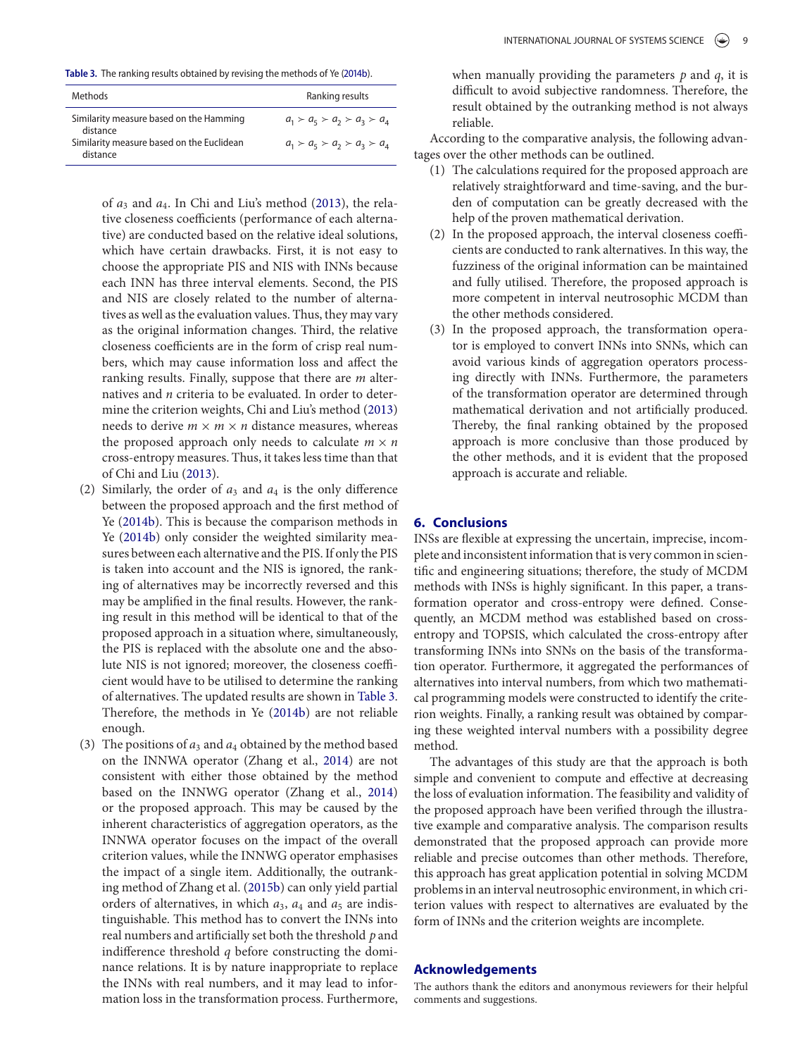**Table 3.** The ranking results obtained by revising the methods of Ye (2014b).

| Methods | Ranking results |
|---|---|
| Similarity measure based on the Hamming distance | $a_1 \succ a_5 \succ a_2 \succ a_3 \succ a_4$ |
| Similarity measure based on the Euclidean distance | $a_1 \succ a_5 \succ a_2 \succ a_3 \succ a_4$ |

of $a_3$ and $a_4$. In Chi and Liu's method (2013), the relative closeness coefficients (performance of each alternative) are conducted based on the relative ideal solutions, which have certain drawbacks. First, it is not easy to choose the appropriate PIS and NIS with INNs because each INN has three interval elements. Second, the PIS and NIS are closely related to the number of alternatives as well as the evaluation values. Thus, they may vary as the original information changes. Third, the relative closeness coefficients are in the form of crisp real numbers, which may cause information loss and affect the ranking results. Finally, suppose that there are $m$ alternatives and $n$ criteria to be evaluated. In order to determine the criterion weights, Chi and Liu's method (2013) needs to derive $m \times m \times n$ distance measures, whereas the proposed approach only needs to calculate $m \times n$ cross-entropy measures. Thus, it takes less time than that of Chi and Liu (2013).

(2) Similarly, the order of $a_3$ and $a_4$ is the only difference between the proposed approach and the first method of Ye (2014b). This is because the comparison methods in Ye (2014b) only consider the weighted similarity measures between each alternative and the PIS. If only the PIS is taken into account and the NIS is ignored, the ranking of alternatives may be incorrectly reversed and this may be amplified in the final results. However, the ranking result in this method will be identical to that of the proposed approach in a situation where, simultaneously, the PIS is replaced with the absolute one and the absolute NIS is not ignored; moreover, the closeness coefficient would have to be utilised to determine the ranking of alternatives. The updated results are shown in Table 3. Therefore, the methods in Ye (2014b) are not reliable enough.

(3) The positions of $a_3$ and $a_4$ obtained by the method based on the INNWA operator (Zhang et al., 2014) are not consistent with either those obtained by the method based on the INNWG operator (Zhang et al., 2014) or the proposed approach. This may be caused by the inherent characteristics of aggregation operators, as the INNWA operator focuses on the impact of the overall criterion values, while the INNWG operator emphasises the impact of a single item. Additionally, the outranking method of Zhang et al. (2015b) can only yield partial orders of alternatives, in which $a_3$, $a_4$ and $a_5$ are indistinguishable. This method has to convert the INNs into real numbers and artificially set both the threshold $p$ and indifference threshold $q$ before constructing the dominance relations. It is by nature inappropriate to replace the INNs with real numbers, and it may lead to information loss in the transformation process. Furthermore, when manually providing the parameters $p$ and $q$, it is difficult to avoid subjective randomness. Therefore, the result obtained by the outranking method is not always reliable.

According to the comparative analysis, the following advantages over the other methods can be outlined.

(1) The calculations required for the proposed approach are relatively straightforward and time-saving, and the burden of computation can be greatly decreased with the help of the proven mathematical derivation.
(2) In the proposed approach, the interval closeness coefficients are conducted to rank alternatives. In this way, the fuzziness of the original information can be maintained and fully utilised. Therefore, the proposed approach is more competent in interval neutrosophic MCDM than the other methods considered.
(3) In the proposed approach, the transformation operator is employed to convert INNs into SNNs, which can avoid various kinds of aggregation operators processing directly with INNs. Furthermore, the parameters of the transformation operator are determined through mathematical derivation and not artificially produced. Thereby, the final ranking obtained by the proposed approach is more conclusive than those produced by the other methods, and it is evident that the proposed approach is accurate and reliable.

## 6. Conclusions

INSs are flexible at expressing the uncertain, imprecise, incomplete and inconsistent information that is very common in scientific and engineering situations; therefore, the study of MCDM methods with INSs is highly significant. In this paper, a transformation operator and cross-entropy were defined. Consequently, an MCDM method was established based on cross-entropy and TOPSIS, which calculated the cross-entropy after transforming INNs into SNNs on the basis of the transformation operator. Furthermore, it aggregated the performances of alternatives into interval numbers, from which two mathematical programming models were constructed to identify the criterion weights. Finally, a ranking result was obtained by comparing these weighted interval numbers with a possibility degree method.

The advantages of this study are that the approach is both simple and convenient to compute and effective at decreasing the loss of evaluation information. The feasibility and validity of the proposed approach have been verified through the illustrative example and comparative analysis. The comparison results demonstrated that the proposed approach can provide more reliable and precise outcomes than other methods. Therefore, this approach has great application potential in solving MCDM problems in an interval neutrosophic environment, in which criterion values with respect to alternatives are evaluated by the form of INNs and the criterion weights are incomplete.

## Acknowledgements

The authors thank the editors and anonymous reviewers for their helpful comments and suggestions.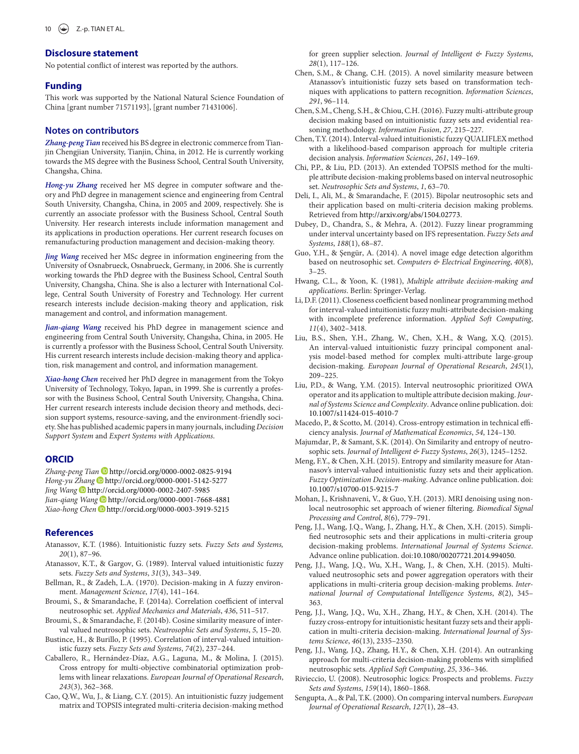## Disclosure statement

No potential conflict of interest was reported by the authors.

## Funding

This work was supported by the National Natural Science Foundation of China [grant number 71571193], [grant number 71431006].

## Notes on contributors

***Zhang-peng Tian*** received his BS degree in electronic commerce from Tianjin Chengjian University, Tianjin, China, in 2012. He is currently working towards the MS degree with the Business School, Central South University, Changsha, China.

***Hong-yu Zhang*** received her MS degree in computer software and theory and PhD degree in management science and engineering from Central South University, Changsha, China, in 2005 and 2009, respectively. She is currently an associate professor with the Business School, Central South University. Her research interests include information management and its applications in production operations. Her current research focuses on remanufacturing production management and decision-making theory.

***Jing Wang*** received her MSc degree in information engineering from the University of Osnabrueck, Osnabrueck, Germany, in 2006. She is currently working towards the PhD degree with the Business School, Central South University, Changsha, China. She is also a lecturer with International College, Central South University of Forestry and Technology. Her current research interests include decision-making theory and application, risk management and control, and information management.

***Jian-qiang Wang*** received his PhD degree in management science and engineering from Central South University, Changsha, China, in 2005. He is currently a professor with the Business School, Central South University. His current research interests include decision-making theory and application, risk management and control, and information management.

***Xiao-hong Chen*** received her PhD degree in management from the Tokyo University of Technology, Tokyo, Japan, in 1999. She is currently a professor with the Business School, Central South University, Changsha, China. Her current research interests include decision theory and methods, decision support systems, resource-saving, and the environment-friendly society. She has published academic papers in many journals, including *Decision Support System* and *Expert Systems with Applications*.

## ORCID

*Zhang-peng Tian* http://orcid.org/0000-0002-0825-9194
*Hong-yu Zhang* http://orcid.org/0000-0001-5142-5277
*Jing Wang* http://orcid.org/0000-0002-2407-5985
*Jian-qiang Wang* http://orcid.org/0000-0001-7668-4881
*Xiao-hong Chen* http://orcid.org/0000-0003-3919-5215

## References

Atanassov, K.T. (1986). Intuitionistic fuzzy sets. *Fuzzy Sets and Systems, 20*(1), 87–96.

Atanassov, K.T., & Gargov, G. (1989). Interval valued intuitionistic fuzzy sets. *Fuzzy Sets and Systems*, *31*(3), 343–349.

Bellman, R., & Zadeh, L.A. (1970). Decision-making in A fuzzy environment. *Management Science*, *17*(4), 141–164.

Broumi, S., & Smarandache, F. (2014a). Correlation coefficient of interval neutrosophic set. *Applied Mechanics and Materials*, *436*, 511–517.

Broumi, S., & Smarandache, F. (2014b). Cosine similarity measure of interval valued neutrosophic sets. *Neutrosophic Sets and Systems*, *5*, 15–20.

Bustince, H., & Burillo, P. (1995). Correlation of interval-valued intuitionistic fuzzy sets. *Fuzzy Sets and Systems*, *74*(2), 237–244.

Caballero, R., Hernández-Díaz, A.G., Laguna, M., & Molina, J. (2015). Cross entropy for multi-objective combinatorial optimization problems with linear relaxations. *European Journal of Operational Research*, *243*(3), 362–368.

Cao, Q.W., Wu, J., & Liang, C.Y. (2015). An intuitionistic fuzzy judgement matrix and TOPSIS integrated multi-criteria decision-making method for green supplier selection. *Journal of Intelligent & Fuzzy Systems*, *28*(1), 117–126.

Chen, S.M., & Chang, C.H. (2015). A novel similarity measure between Atanassov's intuitionistic fuzzy sets based on transformation techniques with applications to pattern recognition. *Information Sciences*, *291*, 96–114.

Chen, S.M., Cheng, S.H., & Chiou, C.H. (2016). Fuzzy multi-attribute group decision making based on intuitionistic fuzzy sets and evidential reasoning methodology. *Information Fusion*, *27*, 215–227.

Chen, T.Y. (2014). Interval-valued intuitionistic fuzzy QUALIFLEX method with a likelihood-based comparison approach for multiple criteria decision analysis. *Information Sciences*, *261*, 149–169.

Chi, P.P., & Liu, P.D. (2013). An extended TOPSIS method for the multiple attribute decision-making problems based on interval neutrosophic set. *Neutrosophic Sets and Systems*, *1*, 63–70.

Deli, I., Ali, M., & Smarandache, F. (2015). Bipolar neutrosophic sets and their application based on multi-criteria decision making problems. Retrieved from http://arxiv.org/abs/1504.02773.

Dubey, D., Chandra, S., & Mehra, A. (2012). Fuzzy linear programming under interval uncertainty based on IFS representation. *Fuzzy Sets and Systems*, *188*(1), 68–87.

Guo, Y.H., & Şengür, A. (2014). A novel image edge detection algorithm based on neutrosophic set. *Computers & Electrical Engineering*, *40*(8), 3–25.

Hwang, C.L., & Yoon, K. (1981), *Multiple attribute decision-making and applications*. Berlin: Springer-Verlag.

Li, D.F. (2011). Closeness coefficient based nonlinear programming method for interval-valued intuitionistic fuzzy multi-attribute decision-making with incomplete preference information. *Applied Soft Computing*, *11*(4), 3402–3418.

Liu, B.S., Shen, Y.H., Zhang, W., Chen, X.H., & Wang, X.Q. (2015). An interval-valued intuitionistic fuzzy principal component analysis model-based method for complex multi-attribute large-group decision-making. *European Journal of Operational Research*, *245*(1), 209–225.

Liu, P.D., & Wang, Y.M. (2015). Interval neutrosophic prioritized OWA operator and its application to multiple attribute decision making. *Journal of Systems Science and Complexity*. Advance online publication. doi: 10.1007/s11424-015-4010-7

Macedo, P., & Scotto, M. (2014). Cross-entropy estimation in technical efficiency analysis. *Journal of Mathematical Economics*, *54*, 124–130.

Majumdar, P., & Samant, S.K. (2014). On Similarity and entropy of neutrosophic sets. *Journal of Intelligent & Fuzzy Systems*, *26*(3), 1245–1252.

Meng, F.Y., & Chen, X.H. (2015). Entropy and similarity measure for Atannasov's interval-valued intuitionistic fuzzy sets and their application. *Fuzzy Optimization Decision-making*. Advance online publication. doi: 10.1007/s10700-015-9215-7

Mohan, J., Krishnaveni, V., & Guo, Y.H. (2013). MRI denoising using nonlocal neutrosophic set approach of wiener filtering. *Biomedical Signal Processing and Control*, *8*(6), 779–791.

Peng, J.J., Wang, J.Q., Wang, J., Zhang, H.Y., & Chen, X.H. (2015). Simplified neutrosophic sets and their applications in multi-criteria group decision-making problems. *International Journal of Systems Science*. Advance online publication. doi:10.1080/00207721.2014.994050.

Peng, J.J., Wang, J.Q., Wu, X.H., Wang, J., & Chen, X.H. (2015). Multi-valued neutrosophic sets and power aggregation operators with their applications in multi-criteria group decision-making problems. *International Journal of Computational Intelligence Systems*, *8*(2), 345–363.

Peng, J.J., Wang, J.Q., Wu, X.H., Zhang, H.Y., & Chen, X.H. (2014). The fuzzy cross-entropy for intuitionistic hesitant fuzzy sets and their application in multi-criteria decision-making. *International Journal of Systems Science*, *46*(13), 2335–2350.

Peng, J.J., Wang, J.Q., Zhang, H.Y., & Chen, X.H. (2014). An outranking approach for multi-criteria decision-making problems with simplified neutrosophic sets. *Applied Soft Computing*, *25*, 336–346.

Rivieccio, U. (2008). Neutrosophic logics: Prospects and problems. *Fuzzy Sets and Systems*, *159*(14), 1860–1868.

Sengupta, A., & Pal, T.K. (2000). On comparing interval numbers. *European Journal of Operational Research*, *127*(1), 28–43.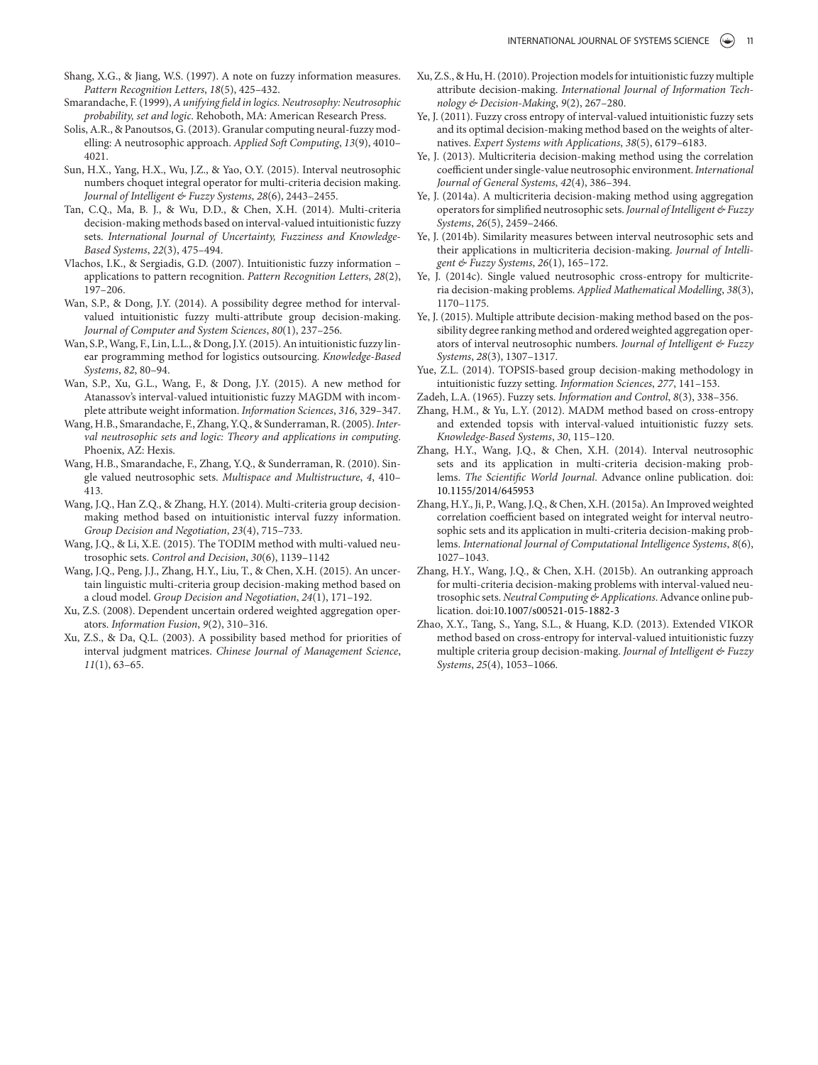Shang, X.G., & Jiang, W.S. (1997). A note on fuzzy information measures. *Pattern Recognition Letters*, *18*(5), 425–432.

Smarandache, F. (1999), *A unifying field in logics. Neutrosophy: Neutrosophic probability, set and logic*. Rehoboth, MA: American Research Press.

Solis, A.R., & Panoutsos, G. (2013). Granular computing neural-fuzzy modelling: A neutrosophic approach. *Applied Soft Computing*, *13*(9), 4010–4021.

Sun, H.X., Yang, H.X., Wu, J.Z., & Yao, O.Y. (2015). Interval neutrosophic numbers choquet integral operator for multi-criteria decision making. *Journal of Intelligent & Fuzzy Systems*, *28*(6), 2443–2455.

Tan, C.Q., Ma, B. J., & Wu, D.D., & Chen, X.H. (2014). Multi-criteria decision-making methods based on interval-valued intuitionistic fuzzy sets. *International Journal of Uncertainty, Fuzziness and Knowledge-Based Systems*, *22*(3), 475–494.

Vlachos, I.K., & Sergiadis, G.D. (2007). Intuitionistic fuzzy information – applications to pattern recognition. *Pattern Recognition Letters*, *28*(2), 197–206.

Wan, S.P., & Dong, J.Y. (2014). A possibility degree method for interval-valued intuitionistic fuzzy multi-attribute group decision-making. *Journal of Computer and System Sciences*, *80*(1), 237–256.

Wan, S.P., Wang, F., Lin, L.L., & Dong, J.Y. (2015). An intuitionistic fuzzy linear programming method for logistics outsourcing. *Knowledge-Based Systems*, *82*, 80–94.

Wan, S.P., Xu, G.L., Wang, F., & Dong, J.Y. (2015). A new method for Atanassov's interval-valued intuitionistic fuzzy MAGDM with incomplete attribute weight information. *Information Sciences*, *316*, 329–347.

Wang, H.B., Smarandache, F., Zhang, Y.Q., & Sunderraman, R. (2005). *Interval neutrosophic sets and logic: Theory and applications in computing*. Phoenix, AZ: Hexis.

Wang, H.B., Smarandache, F., Zhang, Y.Q., & Sunderraman, R. (2010). Single valued neutrosophic sets. *Multispace and Multistructure*, *4*, 410–413.

Wang, J.Q., Han Z.Q., & Zhang, H.Y. (2014). Multi-criteria group decision-making method based on intuitionistic interval fuzzy information. *Group Decision and Negotiation*, *23*(4), 715–733.

Wang, J.Q., & Li, X.E. (2015). The TODIM method with multi-valued neutrosophic sets. *Control and Decision*, *30*(6), 1139–1142

Wang, J.Q., Peng, J.J., Zhang, H.Y., Liu, T., & Chen, X.H. (2015). An uncertain linguistic multi-criteria group decision-making method based on a cloud model. *Group Decision and Negotiation*, *24*(1), 171–192.

Xu, Z.S. (2008). Dependent uncertain ordered weighted aggregation operators. *Information Fusion*, *9*(2), 310–316.

Xu, Z.S., & Da, Q.L. (2003). A possibility based method for priorities of interval judgment matrices. *Chinese Journal of Management Science*, *11*(1), 63–65.

Xu, Z.S., & Hu, H. (2010). Projection models for intuitionistic fuzzy multiple attribute decision-making. *International Journal of Information Technology & Decision-Making*, *9*(2), 267–280.

Ye, J. (2011). Fuzzy cross entropy of interval-valued intuitionistic fuzzy sets and its optimal decision-making method based on the weights of alternatives. *Expert Systems with Applications*, *38*(5), 6179–6183.

Ye, J. (2013). Multicriteria decision-making method using the correlation coefficient under single-value neutrosophic environment. *International Journal of General Systems*, *42*(4), 386–394.

Ye, J. (2014a). A multicriteria decision-making method using aggregation operators for simplified neutrosophic sets. *Journal of Intelligent & Fuzzy Systems*, *26*(5), 2459–2466.

Ye, J. (2014b). Similarity measures between interval neutrosophic sets and their applications in multicriteria decision-making. *Journal of Intelligent & Fuzzy Systems*, *26*(1), 165–172.

Ye, J. (2014c). Single valued neutrosophic cross-entropy for multicriteria decision-making problems. *Applied Mathematical Modelling*, *38*(3), 1170–1175.

Ye, J. (2015). Multiple attribute decision-making method based on the possibility degree ranking method and ordered weighted aggregation operators of interval neutrosophic numbers. *Journal of Intelligent & Fuzzy Systems*, *28*(3), 1307–1317.

Yue, Z.L. (2014). TOPSIS-based group decision-making methodology in intuitionistic fuzzy setting. *Information Sciences*, *277*, 141–153.

Zadeh, L.A. (1965). Fuzzy sets. *Information and Control*, *8*(3), 338–356.

Zhang, H.M., & Yu, L.Y. (2012). MADM method based on cross-entropy and extended topsis with interval-valued intuitionistic fuzzy sets. *Knowledge-Based Systems*, *30*, 115–120.

Zhang, H.Y., Wang, J.Q., & Chen, X.H. (2014). Interval neutrosophic sets and its application in multi-criteria decision-making problems. *The Scientific World Journal*. Advance online publication. doi: 10.1155/2014/645953

Zhang, H.Y., Ji, P., Wang, J.Q., & Chen, X.H. (2015a). An Improved weighted correlation coefficient based on integrated weight for interval neutrosophic sets and its application in multi-criteria decision-making problems. *International Journal of Computational Intelligence Systems*, *8*(6), 1027–1043.

Zhang, H.Y., Wang, J.Q., & Chen, X.H. (2015b). An outranking approach for multi-criteria decision-making problems with interval-valued neutrosophic sets. *Neutral Computing & Applications*. Advance online publication. doi:10.1007/s00521-015-1882-3

Zhao, X.Y., Tang, S., Yang, S.L., & Huang, K.D. (2013). Extended VIKOR method based on cross-entropy for interval-valued intuitionistic fuzzy multiple criteria group decision-making. *Journal of Intelligent & Fuzzy Systems*, *25*(4), 1053–1066.